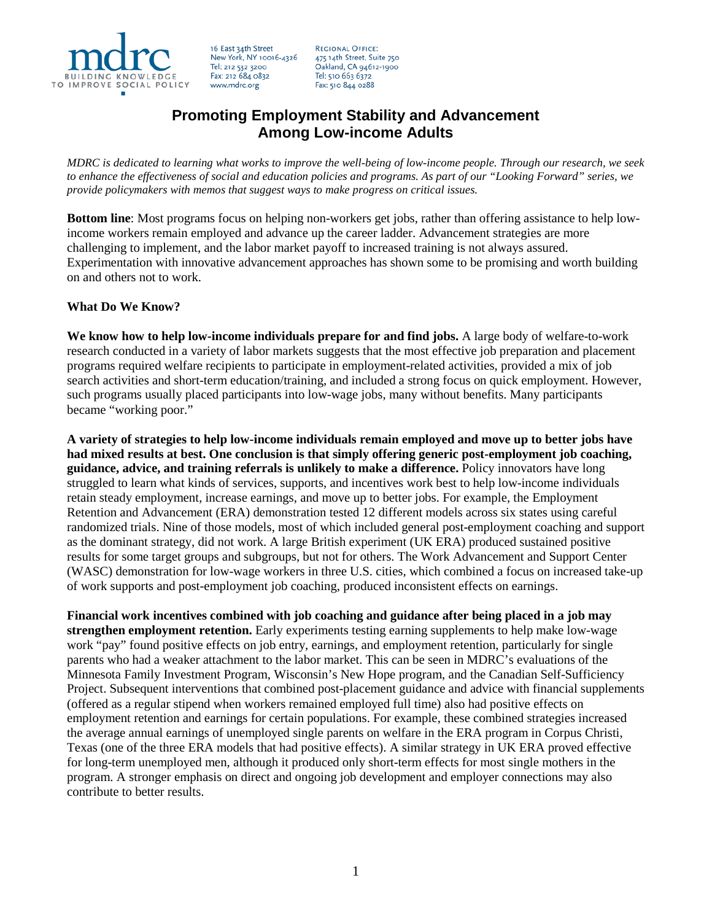mdrc
BUILDING KNOWLEDGE
TO IMPROVE SOCIAL POLICY

16 East 34th Street
New York, NY 10016-4326
Tel: 212 532 3200
Fax: 212 684 0832
www.mdrc.org

REGIONAL OFFICE:
475 14th Street, Suite 750
Oakland, CA 94612-1900
Tel: 510 663 6372
Fax: 510 844 0288

# Promoting Employment Stability and Advancement Among Low-income Adults

*MDRC is dedicated to learning what works to improve the well-being of low-income people. Through our research, we seek to enhance the effectiveness of social and education policies and programs. As part of our "Looking Forward" series, we provide policymakers with memos that suggest ways to make progress on critical issues.*

**Bottom line**: Most programs focus on helping non-workers get jobs, rather than offering assistance to help low-income workers remain employed and advance up the career ladder. Advancement strategies are more challenging to implement, and the labor market payoff to increased training is not always assured. Experimentation with innovative advancement approaches has shown some to be promising and worth building on and others not to work.

## What Do We Know?

**We know how to help low-income individuals prepare for and find jobs.** A large body of welfare-to-work research conducted in a variety of labor markets suggests that the most effective job preparation and placement programs required welfare recipients to participate in employment-related activities, provided a mix of job search activities and short-term education/training, and included a strong focus on quick employment. However, such programs usually placed participants into low-wage jobs, many without benefits. Many participants became "working poor."

**A variety of strategies to help low-income individuals remain employed and move up to better jobs have had mixed results at best. One conclusion is that simply offering generic post-employment job coaching, guidance, advice, and training referrals is unlikely to make a difference.** Policy innovators have long struggled to learn what kinds of services, supports, and incentives work best to help low-income individuals retain steady employment, increase earnings, and move up to better jobs. For example, the Employment Retention and Advancement (ERA) demonstration tested 12 different models across six states using careful randomized trials. Nine of those models, most of which included general post-employment coaching and support as the dominant strategy, did not work. A large British experiment (UK ERA) produced sustained positive results for some target groups and subgroups, but not for others. The Work Advancement and Support Center (WASC) demonstration for low-wage workers in three U.S. cities, which combined a focus on increased take-up of work supports and post-employment job coaching, produced inconsistent effects on earnings.

**Financial work incentives combined with job coaching and guidance after being placed in a job may strengthen employment retention.** Early experiments testing earning supplements to help make low-wage work "pay" found positive effects on job entry, earnings, and employment retention, particularly for single parents who had a weaker attachment to the labor market. This can be seen in MDRC's evaluations of the Minnesota Family Investment Program, Wisconsin's New Hope program, and the Canadian Self-Sufficiency Project. Subsequent interventions that combined post-placement guidance and advice with financial supplements (offered as a regular stipend when workers remained employed full time) also had positive effects on employment retention and earnings for certain populations. For example, these combined strategies increased the average annual earnings of unemployed single parents on welfare in the ERA program in Corpus Christi, Texas (one of the three ERA models that had positive effects). A similar strategy in UK ERA proved effective for long-term unemployed men, although it produced only short-term effects for most single mothers in the program. A stronger emphasis on direct and ongoing job development and employer connections may also contribute to better results.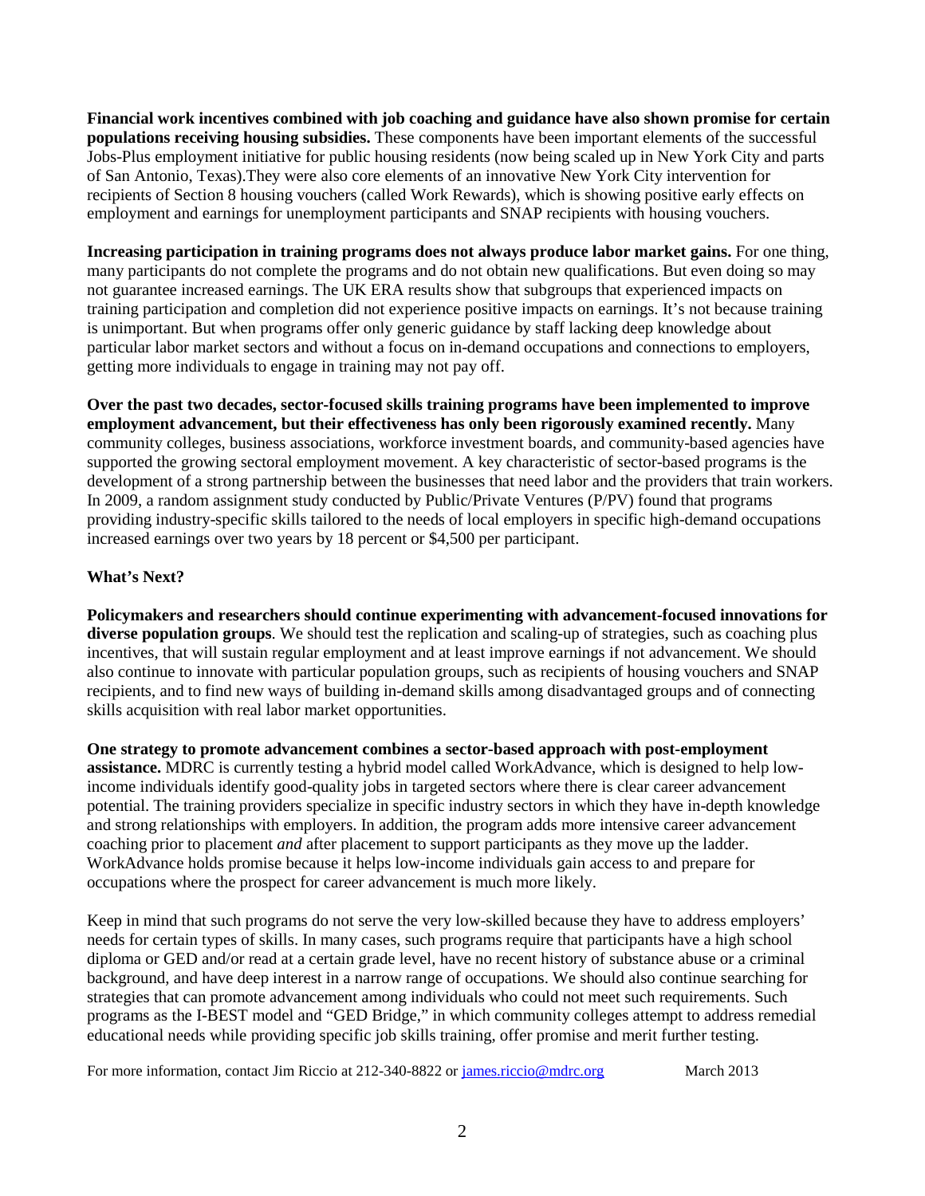**Financial work incentives combined with job coaching and guidance have also shown promise for certain populations receiving housing subsidies.** These components have been important elements of the successful Jobs-Plus employment initiative for public housing residents (now being scaled up in New York City and parts of San Antonio, Texas).They were also core elements of an innovative New York City intervention for recipients of Section 8 housing vouchers (called Work Rewards), which is showing positive early effects on employment and earnings for unemployment participants and SNAP recipients with housing vouchers.

**Increasing participation in training programs does not always produce labor market gains.** For one thing, many participants do not complete the programs and do not obtain new qualifications. But even doing so may not guarantee increased earnings. The UK ERA results show that subgroups that experienced impacts on training participation and completion did not experience positive impacts on earnings. It's not because training is unimportant. But when programs offer only generic guidance by staff lacking deep knowledge about particular labor market sectors and without a focus on in-demand occupations and connections to employers, getting more individuals to engage in training may not pay off.

**Over the past two decades, sector-focused skills training programs have been implemented to improve employment advancement, but their effectiveness has only been rigorously examined recently.** Many community colleges, business associations, workforce investment boards, and community-based agencies have supported the growing sectoral employment movement. A key characteristic of sector-based programs is the development of a strong partnership between the businesses that need labor and the providers that train workers. In 2009, a random assignment study conducted by Public/Private Ventures (P/PV) found that programs providing industry-specific skills tailored to the needs of local employers in specific high-demand occupations increased earnings over two years by 18 percent or $4,500 per participant.

**What's Next?**

**Policymakers and researchers should continue experimenting with advancement-focused innovations for diverse population groups**. We should test the replication and scaling-up of strategies, such as coaching plus incentives, that will sustain regular employment and at least improve earnings if not advancement. We should also continue to innovate with particular population groups, such as recipients of housing vouchers and SNAP recipients, and to find new ways of building in-demand skills among disadvantaged groups and of connecting skills acquisition with real labor market opportunities.

**One strategy to promote advancement combines a sector-based approach with post-employment assistance.** MDRC is currently testing a hybrid model called WorkAdvance, which is designed to help low-income individuals identify good-quality jobs in targeted sectors where there is clear career advancement potential. The training providers specialize in specific industry sectors in which they have in-depth knowledge and strong relationships with employers. In addition, the program adds more intensive career advancement coaching prior to placement *and* after placement to support participants as they move up the ladder. WorkAdvance holds promise because it helps low-income individuals gain access to and prepare for occupations where the prospect for career advancement is much more likely.

Keep in mind that such programs do not serve the very low-skilled because they have to address employers' needs for certain types of skills. In many cases, such programs require that participants have a high school diploma or GED and/or read at a certain grade level, have no recent history of substance abuse or a criminal background, and have deep interest in a narrow range of occupations. We should also continue searching for strategies that can promote advancement among individuals who could not meet such requirements. Such programs as the I-BEST model and "GED Bridge," in which community colleges attempt to address remedial educational needs while providing specific job skills training, offer promise and merit further testing.

For more information, contact Jim Riccio at 212-340-8822 or james.riccio@mdrc.org March 2013